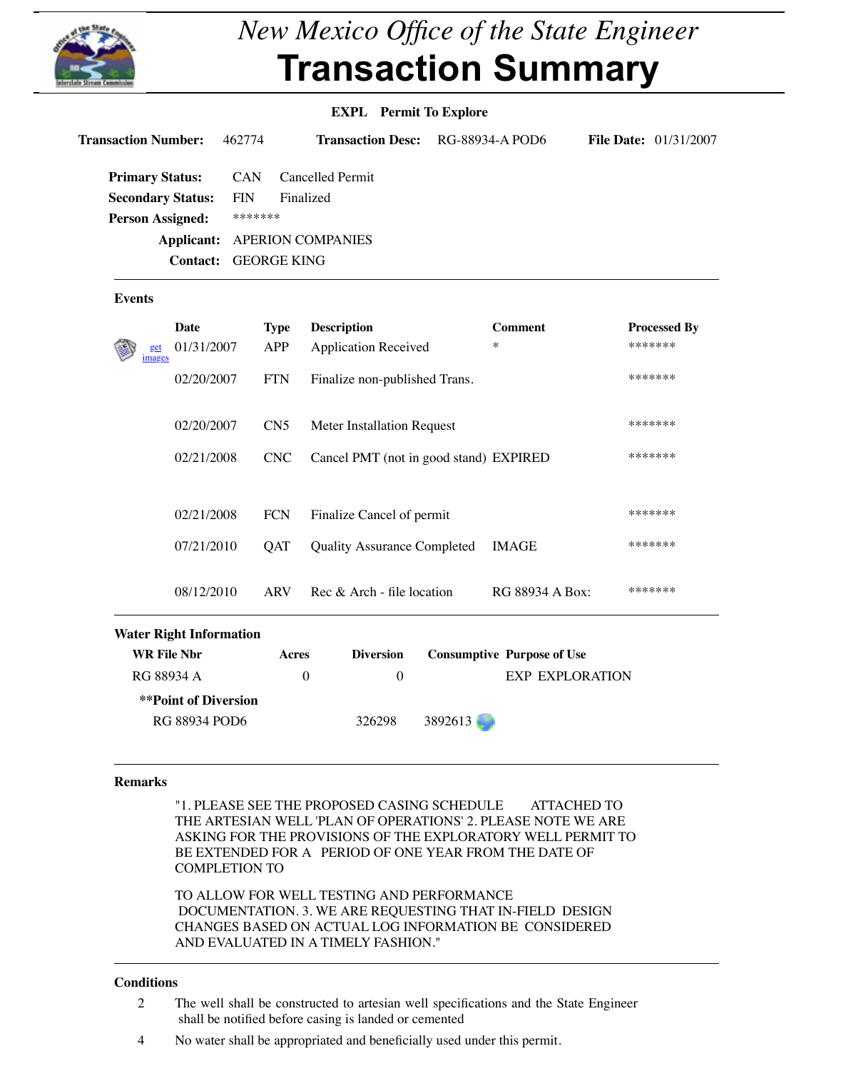# New Mexico Office of the State Engineer

# Transaction Summary

**EXPL Permit To Explore**

**Transaction Number:** 462774 **Transaction Desc:** RG-88934-A POD6 **File Date:** 01/31/2007

**Primary Status:** CAN Cancelled Permit
**Secondary Status:** FIN Finalized
**Person Assigned:** *******
**Applicant:** APERION COMPANIES
**Contact:** GEORGE KING

## Events

| | Date | Type | Description | Comment | Processed By |
|---|---|---|---|---|---|
| get images | 01/31/2007 | APP | Application Received | * | ******* |
| | 02/20/2007 | FTN | Finalize non-published Trans. | | ******* |
| | 02/20/2007 | CN5 | Meter Installation Request | | ******* |
| | 02/21/2008 | CNC | Cancel PMT (not in good stand) | EXPIRED | ******* |
| | 02/21/2008 | FCN | Finalize Cancel of permit | | ******* |
| | 07/21/2010 | QAT | Quality Assurance Completed | IMAGE | ******* |
| | 08/12/2010 | ARV | Rec & Arch - file location | RG 88934 A Box: | ******* |

## Water Right Information

| WR File Nbr | Acres | Diversion | Consumptive | Purpose of Use |
|---|---|---|---|---|
| RG 88934 A | 0 | 0 | | EXP EXPLORATION |

**Point of Diversion

| | | |
|---|---|---|
| RG 88934 POD6 | 326298 | 3892613 |

## Remarks

"1. PLEASE SEE THE PROPOSED CASING SCHEDULE ATTACHED TO THE ARTESIAN WELL 'PLAN OF OPERATIONS' 2. PLEASE NOTE WE ARE ASKING FOR THE PROVISIONS OF THE EXPLORATORY WELL PERMIT TO BE EXTENDED FOR A PERIOD OF ONE YEAR FROM THE DATE OF COMPLETION TO

TO ALLOW FOR WELL TESTING AND PERFORMANCE DOCUMENTATION. 3. WE ARE REQUESTING THAT IN-FIELD DESIGN CHANGES BASED ON ACTUAL LOG INFORMATION BE CONSIDERED AND EVALUATED IN A TIMELY FASHION."

## Conditions

2 The well shall be constructed to artesian well specifications and the State Engineer shall be notified before casing is landed or cemented

4 No water shall be appropriated and beneficially used under this permit.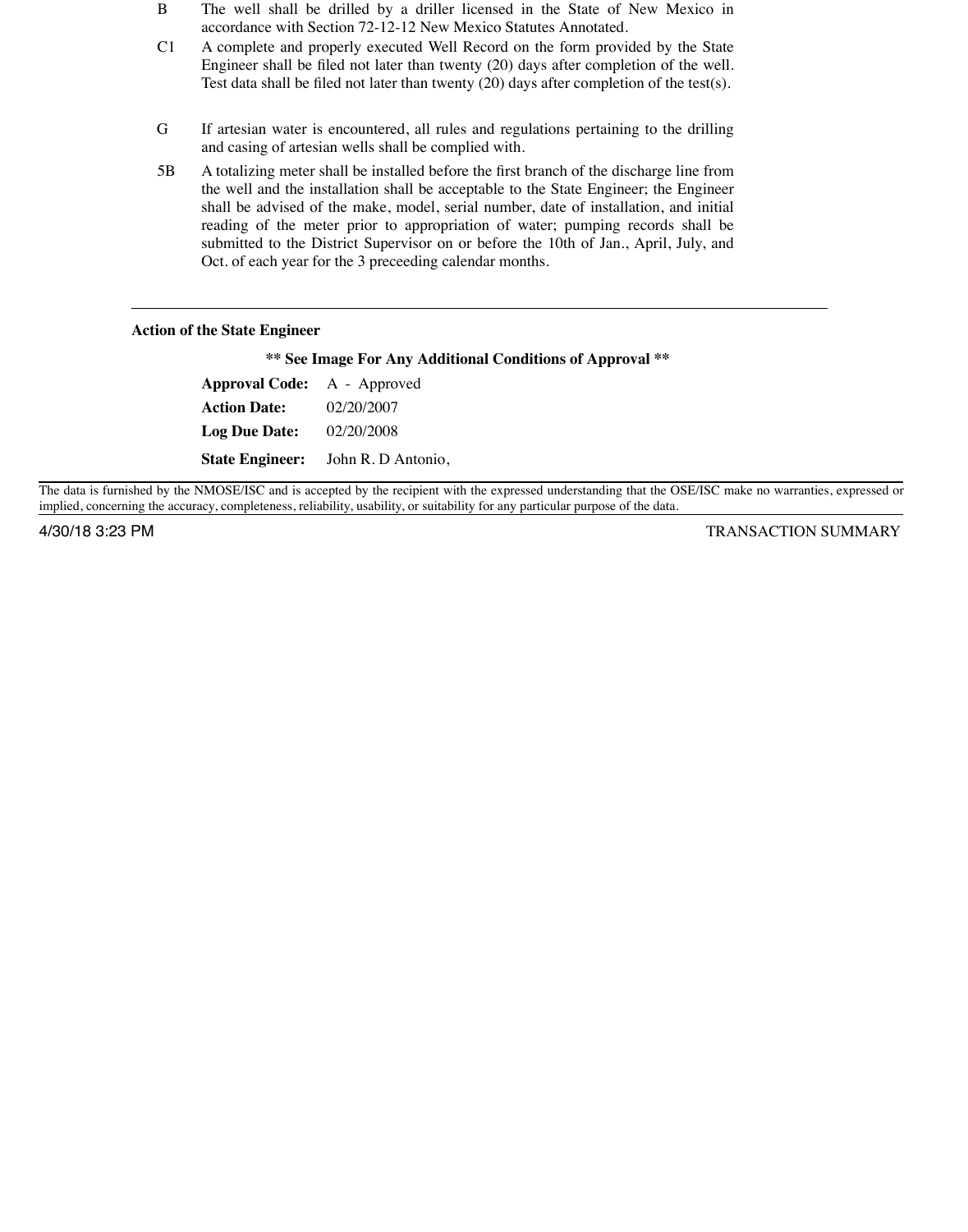B The well shall be drilled by a driller licensed in the State of New Mexico in accordance with Section 72-12-12 New Mexico Statutes Annotated.

C1 A complete and properly executed Well Record on the form provided by the State Engineer shall be filed not later than twenty (20) days after completion of the well. Test data shall be filed not later than twenty (20) days after completion of the test(s).

G If artesian water is encountered, all rules and regulations pertaining to the drilling and casing of artesian wells shall be complied with.

5B A totalizing meter shall be installed before the first branch of the discharge line from the well and the installation shall be acceptable to the State Engineer; the Engineer shall be advised of the make, model, serial number, date of installation, and initial reading of the meter prior to appropriation of water; pumping records shall be submitted to the District Supervisor on or before the 10th of Jan., April, July, and Oct. of each year for the 3 preceeding calendar months.

---

**Action of the State Engineer**

**\*\* See Image For Any Additional Conditions of Approval \*\***

**Approval Code:** A - Approved

**Action Date:** 02/20/2007

**Log Due Date:** 02/20/2008

**State Engineer:** John R. D Antonio,

The data is furnished by the NMOSE/ISC and is accepted by the recipient with the expressed understanding that the OSE/ISC make no warranties, expressed or implied, concerning the accuracy, completeness, reliability, usability, or suitability for any particular purpose of the data.

4/30/18 3:23 PM TRANSACTION SUMMARY